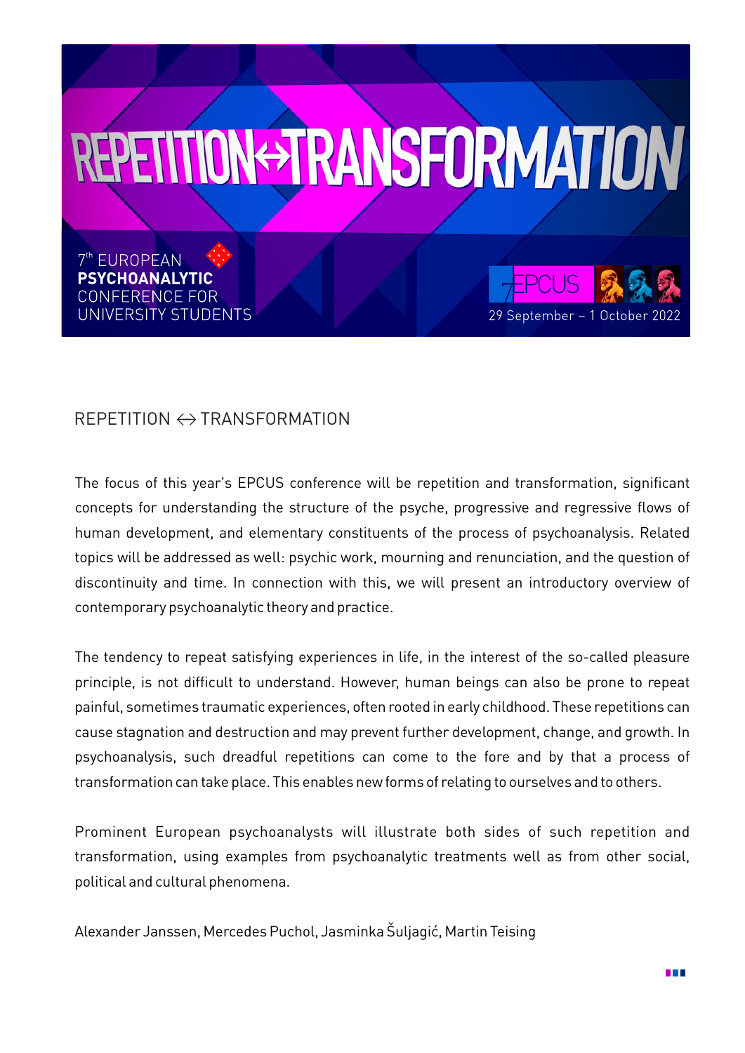# REPETITION ↔ TRANSFORMATION

7th EUROPEAN **PSYCHOANALYTIC** CONFERENCE FOR UNIVERSITY STUDENTS

7EPCUS

29 September – 1 October 2022

## REPETITION ↔ TRANSFORMATION

The focus of this year's EPCUS conference will be repetition and transformation, significant concepts for understanding the structure of the psyche, progressive and regressive flows of human development, and elementary constituents of the process of psychoanalysis. Related topics will be addressed as well: psychic work, mourning and renunciation, and the question of discontinuity and time. In connection with this, we will present an introductory overview of contemporary psychoanalytic theory and practice.

The tendency to repeat satisfying experiences in life, in the interest of the so-called pleasure principle, is not difficult to understand. However, human beings can also be prone to repeat painful, sometimes traumatic experiences, often rooted in early childhood. These repetitions can cause stagnation and destruction and may prevent further development, change, and growth. In psychoanalysis, such dreadful repetitions can come to the fore and by that a process of transformation can take place. This enables new forms of relating to ourselves and to others.

Prominent European psychoanalysts will illustrate both sides of such repetition and transformation, using examples from psychoanalytic treatments well as from other social, political and cultural phenomena.

Alexander Janssen, Mercedes Puchol, Jasminka Šuljagić, Martin Teising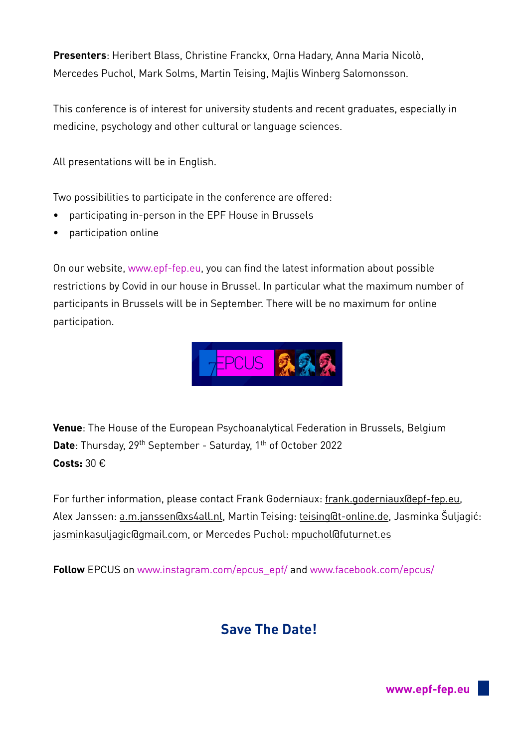**Presenters**: Heribert Blass, Christine Franckx, Orna Hadary, Anna Maria Nicolò, Mercedes Puchol, Mark Solms, Martin Teising, Majlis Winberg Salomonsson.

This conference is of interest for university students and recent graduates, especially in medicine, psychology and other cultural or language sciences.

All presentations will be in English.

Two possibilities to participate in the conference are offered:

- participating in-person in the EPF House in Brussels
- participation online

On our website, www.epf-fep.eu, you can find the latest information about possible restrictions by Covid in our house in Brussel. In particular what the maximum number of participants in Brussels will be in September. There will be no maximum for online participation.

**Venue**: The House of the European Psychoanalytical Federation in Brussels, Belgium
**Date**: Thursday, 29th September - Saturday, 1th of October 2022
**Costs:** 30 €

For further information, please contact Frank Goderniaux: frank.goderniaux@epf-fep.eu, Alex Janssen: a.m.janssen@xs4all.nl, Martin Teising: teising@t-online.de, Jasminka Šuljagić: jasminkasuljagic@gmail.com, or Mercedes Puchol: mpuchol@futurnet.es

**Follow** EPCUS on www.instagram.com/epcus_epf/ and www.facebook.com/epcus/

## Save The Date!

**www.epf-fep.eu**